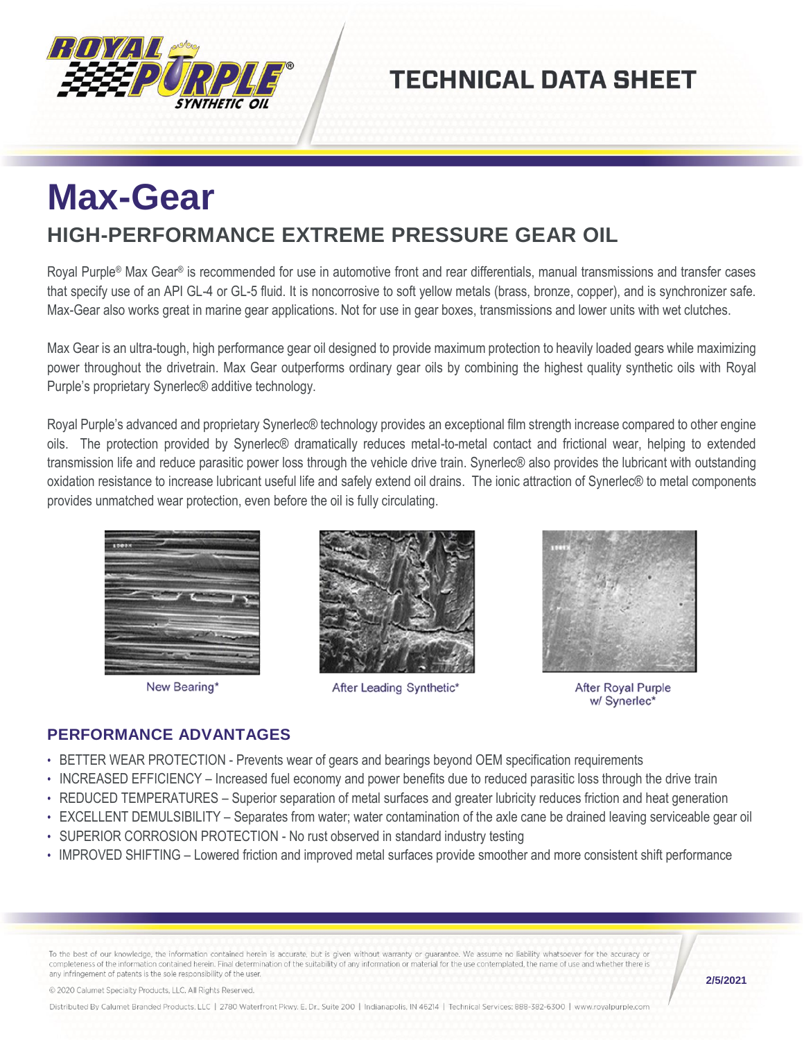# Max-Gear

## HIGH-PERFORMANCE EXTREME PRESSURE GEAR OIL

Royal Purple® Max Gear® is recommended for use in automotive front and rear differentials, manual transmissions and transfer cases that specify use of an API GL-4 or GL-5 fluid. It is noncorrosive to soft yellow metals (brass, bronze, copper), and is synchronizer safe. Max-Gear also works great in marine gear applications. Not for use in gear boxes, transmissions and lower units with wet clutches.

Max Gear is an ultra-tough, high performance gear oil designed to provide maximum protection to heavily loaded gears while maximizing power throughout the drivetrain. Max Gear outperforms ordinary gear oils by combining the highest quality synthetic oils with Royal Purple's proprietary Synerlec® additive technology.

Royal Purple's advanced and proprietary Synerlec® technology provides an exceptional film strength increase compared to other engine oils. The protection provided by Synerlec® dramatically reduces metal-to-metal contact and frictional wear, helping to extended transmission life and reduce parasitic power loss through the vehicle drive train. Synerlec® also provides the lubricant with outstanding oxidation resistance to increase lubricant useful life and safely extend oil drains. The ionic attraction of Synerlec® to metal components provides unmatched wear protection, even before the oil is fully circulating.

New Bearing*

After Leading Synthetic*

After Royal Purple w/ Synerlec*

### PERFORMANCE ADVANTAGES

- BETTER WEAR PROTECTION - Prevents wear of gears and bearings beyond OEM specification requirements
- INCREASED EFFICIENCY – Increased fuel economy and power benefits due to reduced parasitic loss through the drive train
- REDUCED TEMPERATURES – Superior separation of metal surfaces and greater lubricity reduces friction and heat generation
- EXCELLENT DEMULSIBILITY – Separates from water; water contamination of the axle cane be drained leaving serviceable gear oil
- SUPERIOR CORROSION PROTECTION - No rust observed in standard industry testing
- IMPROVED SHIFTING – Lowered friction and improved metal surfaces provide smoother and more consistent shift performance

To the best of our knowledge, the information contained herein is accurate, but is given without warranty or guarantee. We assume no liability whatsoever for the accuracy or completeness of the information contained herein. Final determination of the suitability of any information or material for the use contemplated, the name of use and whether there is any infringement of patents is the sole responsibility of the user.

© 2020 Calumet Specialty Products, LLC. All Rights Reserved.

2/5/2021

Distributed By Calumet Branded Products, LLC | 2780 Waterfront Pkwy. E. Dr., Suite 200 | Indianapolis, IN 46214 | Technical Services: 888-382-6300 | www.royalpurple.com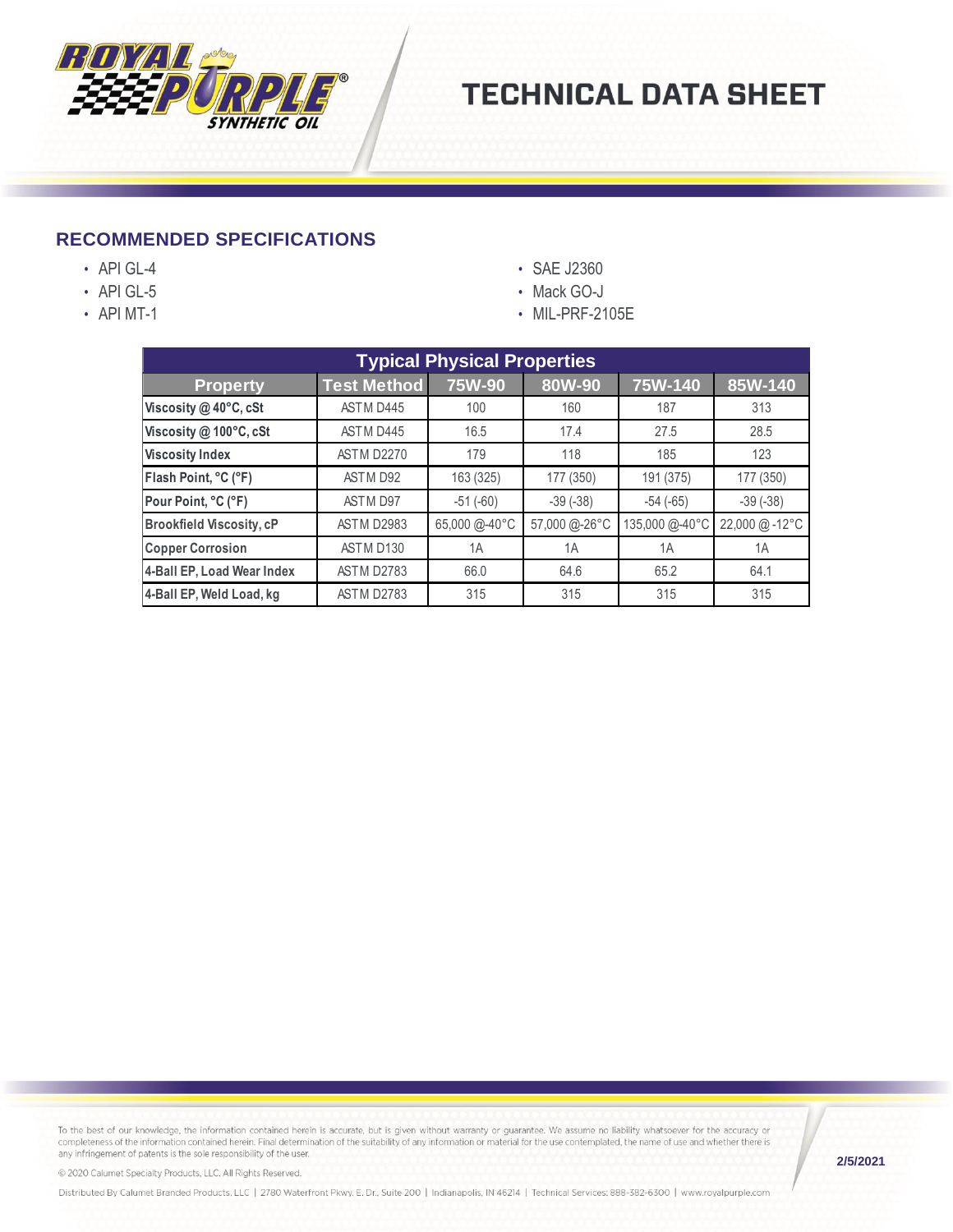# TECHNICAL DATA SHEET

## RECOMMENDED SPECIFICATIONS

- API GL-4
- API GL-5
- API MT-1
- SAE J2360
- Mack GO-J
- MIL-PRF-2105E

| Typical Physical Properties | | | | | |
|---|---|---|---|---|---|
| **Property** | **Test Method** | **75W-90** | **80W-90** | **75W-140** | **85W-140** |
| **Viscosity @ 40°C, cSt** | ASTM D445 | 100 | 160 | 187 | 313 |
| **Viscosity @ 100°C, cSt** | ASTM D445 | 16.5 | 17.4 | 27.5 | 28.5 |
| **Viscosity Index** | ASTM D2270 | 179 | 118 | 185 | 123 |
| **Flash Point, °C (°F)** | ASTM D92 | 163 (325) | 177 (350) | 191 (375) | 177 (350) |
| **Pour Point, °C (°F)** | ASTM D97 | -51 (-60) | -39 (-38) | -54 (-65) | -39 (-38) |
| **Brookfield Viscosity, cP** | ASTM D2983 | 65,000 @-40°C | 57,000 @-26°C | 135,000 @-40°C | 22,000 @-12°C |
| **Copper Corrosion** | ASTM D130 | 1A | 1A | 1A | 1A |
| **4-Ball EP, Load Wear Index** | ASTM D2783 | 66.0 | 64.6 | 65.2 | 64.1 |
| **4-Ball EP, Weld Load, kg** | ASTM D2783 | 315 | 315 | 315 | 315 |

To the best of our knowledge, the information contained herein is accurate, but is given without warranty or guarantee. We assume no liability whatsoever for the accuracy or completeness of the information contained herein. Final determination of the suitability of any information or material for the use contemplated, the name of use and whether there is any infringement of patents is the sole responsibility of the user.

© 2020 Calumet Specialty Products, LLC. All Rights Reserved.

Distributed By Calumet Branded Products, LLC | 2780 Waterfront Pkwy. E. Dr., Suite 200 | Indianapolis, IN 46214 | Technical Services: 888-382-6300 | www.royalpurple.com

2/5/2021